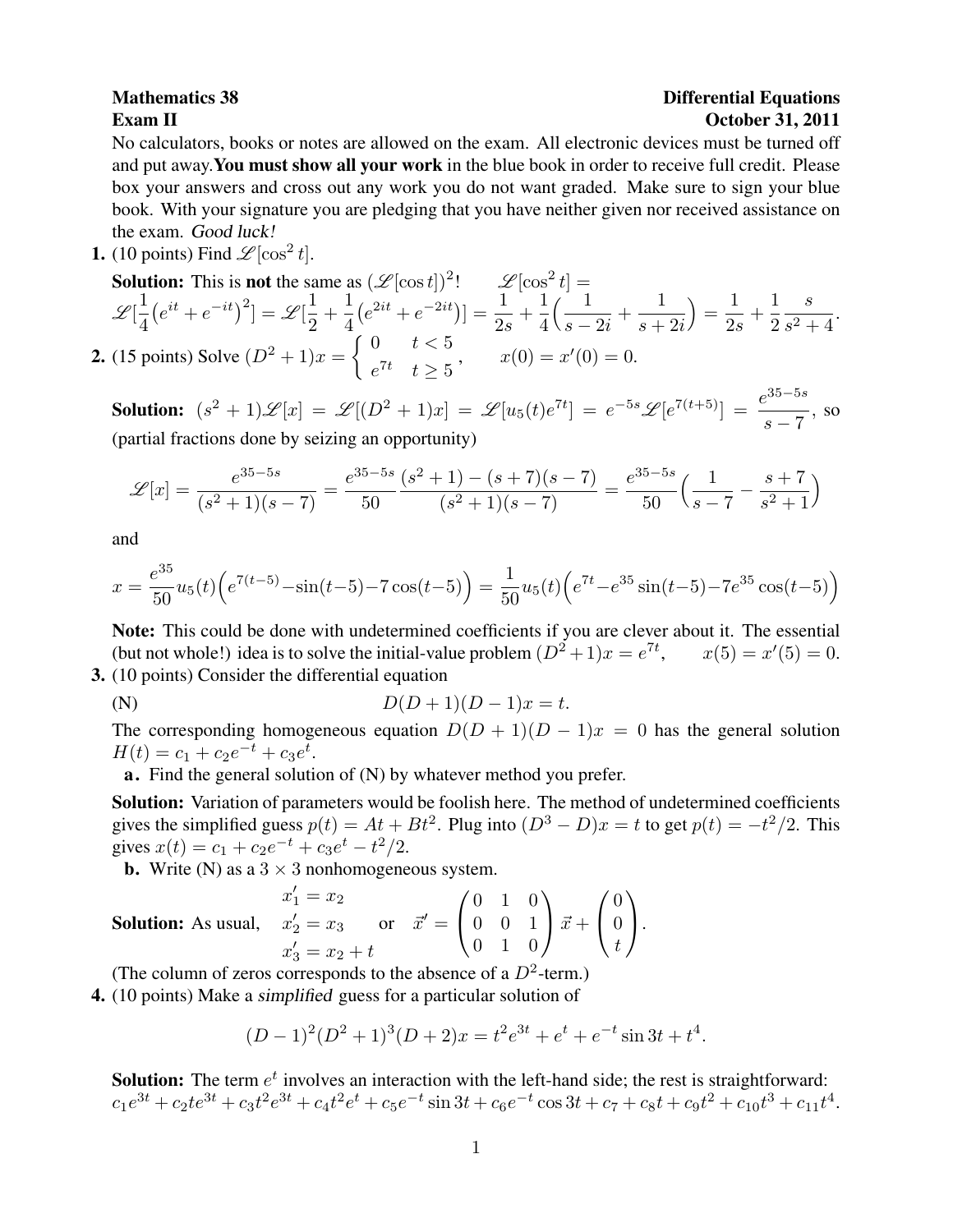**Mathematics 38** **Differential Equations**
**Exam II** **October 31, 2011**

No calculators, books or notes are allowed on the exam. All electronic devices must be turned off and put away. **You must show all your work** in the blue book in order to receive full credit. Please box your answers and cross out any work you do not want graded. Make sure to sign your blue book. With your signature you are pledging that you have neither given nor received assistance on the exam. *Good luck!*

**1.** (10 points) Find $\mathscr{L}[\cos^2 t]$.

**Solution:** This is **not** the same as $(\mathscr{L}[\cos t])^2$! $\quad \mathscr{L}[\cos^2 t] =$
$\mathscr{L}[\frac{1}{4}(e^{it}+e^{-it})^2] = \mathscr{L}[\frac{1}{2}+\frac{1}{4}(e^{2it}+e^{-2it})] = \frac{1}{2s}+\frac{1}{4}\Big(\frac{1}{s-2i}+\frac{1}{s+2i}\Big) = \frac{1}{2s}+\frac{1}{2}\frac{s}{s^2+4}$.

**2.** (15 points) Solve $(D^2+1)x = \begin{cases} 0 & t<5 \\ e^{7t} & t \geq 5 \end{cases}, \qquad x(0)=x'(0)=0.$

**Solution:** $(s^2+1)\mathscr{L}[x] = \mathscr{L}[(D^2+1)x] = \mathscr{L}[u_5(t)e^{7t}] = e^{-5s}\mathscr{L}[e^{7(t+5)}] = \dfrac{e^{35-5s}}{s-7}$, so (partial fractions done by seizing an opportunity)

$$\mathscr{L}[x] = \frac{e^{35-5s}}{(s^2+1)(s-7)} = \frac{e^{35-5s}}{50}\frac{(s^2+1)-(s+7)(s-7)}{(s^2+1)(s-7)} = \frac{e^{35-5s}}{50}\Big(\frac{1}{s-7}-\frac{s+7}{s^2+1}\Big)$$

and

$$x = \frac{e^{35}}{50}u_5(t)\Big(e^{7(t-5)}-\sin(t-5)-7\cos(t-5)\Big) = \frac{1}{50}u_5(t)\Big(e^{7t}-e^{35}\sin(t-5)-7e^{35}\cos(t-5)\Big)$$

**Note:** This could be done with undetermined coefficients if you are clever about it. The essential (but not whole!) idea is to solve the initial-value problem $(D^2+1)x = e^{7t}, \qquad x(5)=x'(5)=0$.

**3.** (10 points) Consider the differential equation

(N) $$D(D+1)(D-1)x = t.$$

The corresponding homogeneous equation $D(D+1)(D-1)x = 0$ has the general solution $H(t) = c_1 + c_2e^{-t} + c_3e^t$.

**a.** Find the general solution of (N) by whatever method you prefer.

**Solution:** Variation of parameters would be foolish here. The method of undetermined coefficients gives the simplified guess $p(t) = At + Bt^2$. Plug into $(D^3-D)x = t$ to get $p(t) = -t^2/2$. This gives $x(t) = c_1 + c_2e^{-t} + c_3e^t - t^2/2$.

**b.** Write (N) as a $3\times 3$ nonhomogeneous system.

**Solution:** As usual, $\quad \begin{aligned} x_1' &= x_2 \\ x_2' &= x_3 \\ x_3' &= x_2 + t \end{aligned} \quad$ or $\quad \vec{x}' = \begin{pmatrix} 0 & 1 & 0 \\ 0 & 0 & 1 \\ 0 & 1 & 0 \end{pmatrix}\vec{x} + \begin{pmatrix} 0 \\ 0 \\ t \end{pmatrix}$.

(The column of zeros corresponds to the absence of a $D^2$-term.)

**4.** (10 points) Make a *simplified* guess for a particular solution of

$$(D-1)^2(D^2+1)^3(D+2)x = t^2e^{3t} + e^t + e^{-t}\sin 3t + t^4.$$

**Solution:** The term $e^t$ involves an interaction with the left-hand side; the rest is straightforward:
$c_1e^{3t} + c_2te^{3t} + c_3t^2e^{3t} + c_4t^2e^t + c_5e^{-t}\sin 3t + c_6e^{-t}\cos 3t + c_7 + c_8t + c_9t^2 + c_{10}t^3 + c_{11}t^4$.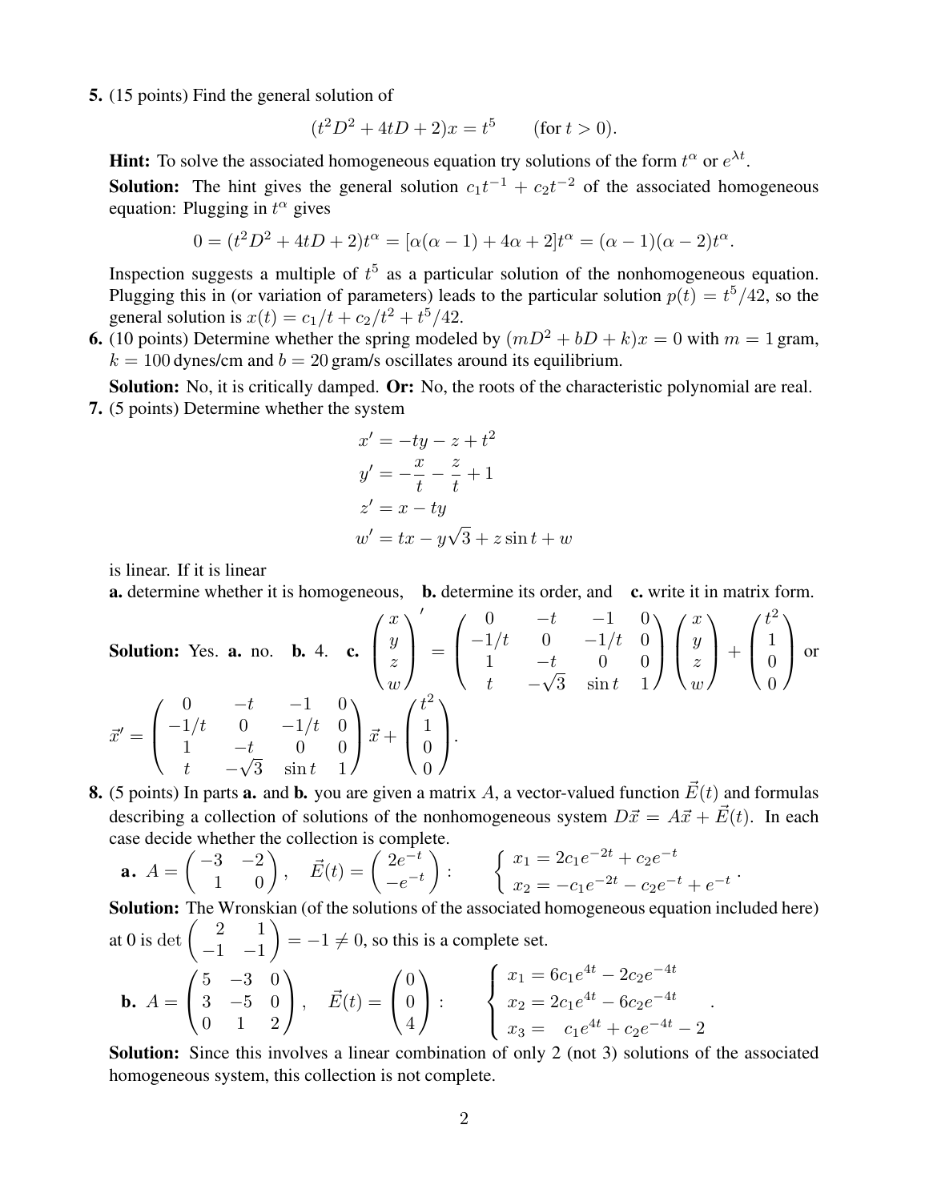**5.** (15 points) Find the general solution of

$$(t^2D^2 + 4tD + 2)x = t^5 \qquad \text{(for } t > 0\text{)}.$$

**Hint:** To solve the associated homogeneous equation try solutions of the form $t^\alpha$ or $e^{\lambda t}$.

**Solution:** The hint gives the general solution $c_1t^{-1} + c_2t^{-2}$ of the associated homogeneous equation: Plugging in $t^\alpha$ gives

$$0 = (t^2D^2 + 4tD + 2)t^\alpha = [\alpha(\alpha - 1) + 4\alpha + 2]t^\alpha = (\alpha - 1)(\alpha - 2)t^\alpha.$$

Inspection suggests a multiple of $t^5$ as a particular solution of the nonhomogeneous equation. Plugging this in (or variation of parameters) leads to the particular solution $p(t) = t^5/42$, so the general solution is $x(t) = c_1/t + c_2/t^2 + t^5/42$.

**6.** (10 points) Determine whether the spring modeled by $(mD^2 + bD + k)x = 0$ with $m = 1$ gram, $k = 100$ dynes/cm and $b = 20$ gram/s oscillates around its equilibrium.

**Solution:** No, it is critically damped. **Or:** No, the roots of the characteristic polynomial are real.

**7.** (5 points) Determine whether the system

$$\begin{aligned} x' &= -ty - z + t^2 \\ y' &= -\frac{x}{t} - \frac{z}{t} + 1 \\ z' &= x - ty \\ w' &= tx - y\sqrt{3} + z\sin t + w \end{aligned}$$

is linear. If it is linear

**a.** determine whether it is homogeneous, **b.** determine its order, and **c.** write it in matrix form.

**Solution:** Yes. **a.** no. **b.** 4. **c.** $\begin{pmatrix} x \\ y \\ z \\ w \end{pmatrix}' = \begin{pmatrix} 0 & -t & -1 & 0 \\ -1/t & 0 & -1/t & 0 \\ 1 & -t & 0 & 0 \\ t & -\sqrt{3} & \sin t & 1 \end{pmatrix} \begin{pmatrix} x \\ y \\ z \\ w \end{pmatrix} + \begin{pmatrix} t^2 \\ 1 \\ 0 \\ 0 \end{pmatrix}$ or

$$\vec{x}' = \begin{pmatrix} 0 & -t & -1 & 0 \\ -1/t & 0 & -1/t & 0 \\ 1 & -t & 0 & 0 \\ t & -\sqrt{3} & \sin t & 1 \end{pmatrix} \vec{x} + \begin{pmatrix} t^2 \\ 1 \\ 0 \\ 0 \end{pmatrix}.$$

**8.** (5 points) In parts **a.** and **b.** you are given a matrix $A$, a vector-valued function $\vec{E}(t)$ and formulas describing a collection of solutions of the nonhomogeneous system $D\vec{x} = A\vec{x} + \vec{E}(t)$. In each case decide whether the collection is complete.

**a.** $A = \begin{pmatrix} -3 & -2 \\ 1 & 0 \end{pmatrix}, \quad \vec{E}(t) = \begin{pmatrix} 2e^{-t} \\ -e^{-t} \end{pmatrix}: \qquad \begin{cases} x_1 = 2c_1e^{-2t} + c_2e^{-t} \\ x_2 = -c_1e^{-2t} - c_2e^{-t} + e^{-t} \end{cases}.$

**Solution:** The Wronskian (of the solutions of the associated homogeneous equation included here) at 0 is $\det\begin{pmatrix} 2 & 1 \\ -1 & -1 \end{pmatrix} = -1 \neq 0$, so this is a complete set.

**b.** $A = \begin{pmatrix} 5 & -3 & 0 \\ 3 & -5 & 0 \\ 0 & 1 & 2 \end{pmatrix}, \quad \vec{E}(t) = \begin{pmatrix} 0 \\ 0 \\ 4 \end{pmatrix}: \qquad \begin{cases} x_1 = 6c_1e^{4t} - 2c_2e^{-4t} \\ x_2 = 2c_1e^{4t} - 6c_2e^{-4t} \\ x_3 = \phantom{6}c_1e^{4t} + c_2e^{-4t} - 2 \end{cases}.$

**Solution:** Since this involves a linear combination of only 2 (not 3) solutions of the associated homogeneous system, this collection is not complete.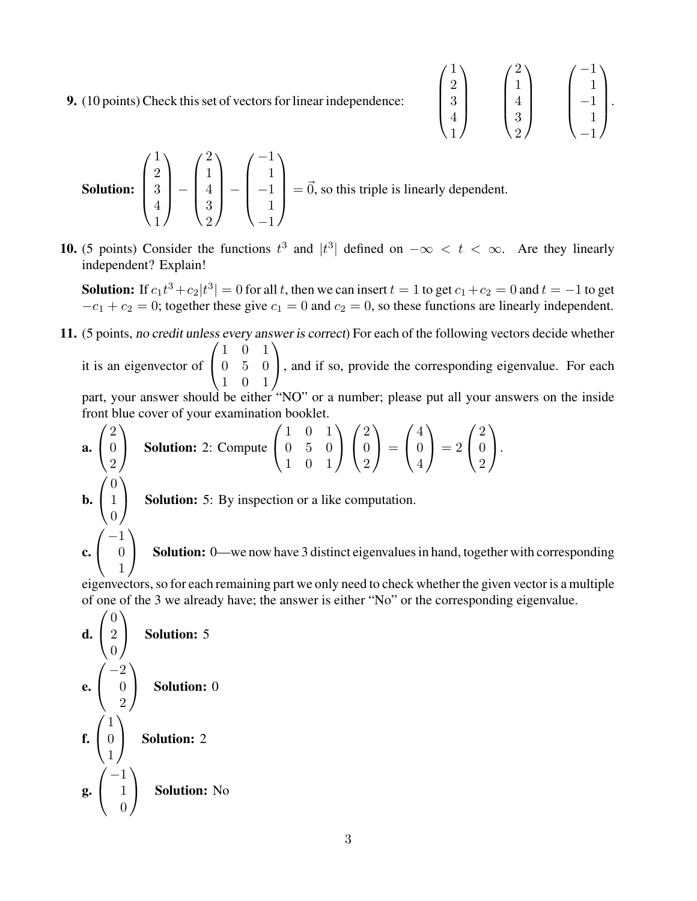**9.** (10 points) Check this set of vectors for linear independence: $\begin{pmatrix} 1 \\ 2 \\ 3 \\ 4 \\ 1 \end{pmatrix}$ $\begin{pmatrix} 2 \\ 1 \\ 4 \\ 3 \\ 2 \end{pmatrix}$ $\begin{pmatrix} -1 \\ 1 \\ -1 \\ 1 \\ -1 \end{pmatrix}$.

**Solution:** $\begin{pmatrix} 1 \\ 2 \\ 3 \\ 4 \\ 1 \end{pmatrix} - \begin{pmatrix} 2 \\ 1 \\ 4 \\ 3 \\ 2 \end{pmatrix} - \begin{pmatrix} -1 \\ 1 \\ -1 \\ 1 \\ -1 \end{pmatrix} = \vec{0}$, so this triple is linearly dependent.

**10.** (5 points) Consider the functions $t^3$ and $|t^3|$ defined on $-\infty < t < \infty$. Are they linearly independent? Explain!

**Solution:** If $c_1 t^3 + c_2 |t^3| = 0$ for all $t$, then we can insert $t = 1$ to get $c_1 + c_2 = 0$ and $t = -1$ to get $-c_1 + c_2 = 0$; together these give $c_1 = 0$ and $c_2 = 0$, so these functions are linearly independent.

**11.** (5 points, *no credit unless every answer is correct*) For each of the following vectors decide whether it is an eigenvector of $\begin{pmatrix} 1 & 0 & 1 \\ 0 & 5 & 0 \\ 1 & 0 & 1 \end{pmatrix}$, and if so, provide the corresponding eigenvalue. For each part, your answer should be either "NO" or a number; please put all your answers on the inside front blue cover of your examination booklet.

**a.** $\begin{pmatrix} 2 \\ 0 \\ 2 \end{pmatrix}$ **Solution:** 2: Compute $\begin{pmatrix} 1 & 0 & 1 \\ 0 & 5 & 0 \\ 1 & 0 & 1 \end{pmatrix} \begin{pmatrix} 2 \\ 0 \\ 2 \end{pmatrix} = \begin{pmatrix} 4 \\ 0 \\ 4 \end{pmatrix} = 2 \begin{pmatrix} 2 \\ 0 \\ 2 \end{pmatrix}$.

**b.** $\begin{pmatrix} 0 \\ 1 \\ 0 \end{pmatrix}$ **Solution:** 5: By inspection or a like computation.

**c.** $\begin{pmatrix} -1 \\ 0 \\ 1 \end{pmatrix}$ **Solution:** 0—we now have 3 distinct eigenvalues in hand, together with corresponding eigenvectors, so for each remaining part we only need to check whether the given vector is a multiple of one of the 3 we already have; the answer is either "No" or the corresponding eigenvalue.

**d.** $\begin{pmatrix} 0 \\ 2 \\ 0 \end{pmatrix}$ **Solution:** 5

**e.** $\begin{pmatrix} -2 \\ 0 \\ 2 \end{pmatrix}$ **Solution:** 0

**f.** $\begin{pmatrix} 1 \\ 0 \\ 1 \end{pmatrix}$ **Solution:** 2

**g.** $\begin{pmatrix} -1 \\ 1 \\ 0 \end{pmatrix}$ **Solution:** No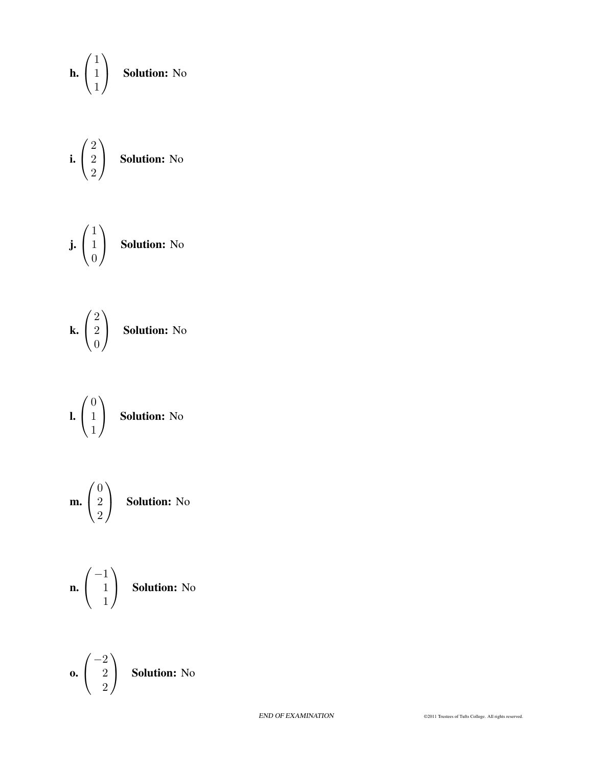**h.** $\begin{pmatrix} 1 \\ 1 \\ 1 \end{pmatrix}$ **Solution:** No

**i.** $\begin{pmatrix} 2 \\ 2 \\ 2 \end{pmatrix}$ **Solution:** No

**j.** $\begin{pmatrix} 1 \\ 1 \\ 0 \end{pmatrix}$ **Solution:** No

**k.** $\begin{pmatrix} 2 \\ 2 \\ 0 \end{pmatrix}$ **Solution:** No

**l.** $\begin{pmatrix} 0 \\ 1 \\ 1 \end{pmatrix}$ **Solution:** No

**m.** $\begin{pmatrix} 0 \\ 2 \\ 2 \end{pmatrix}$ **Solution:** No

**n.** $\begin{pmatrix} -1 \\ 1 \\ 1 \end{pmatrix}$ **Solution:** No

**o.** $\begin{pmatrix} -2 \\ 2 \\ 2 \end{pmatrix}$ **Solution:** No

*END OF EXAMINATION*

©2011 Trustees of Tufts College. All rights reserved.